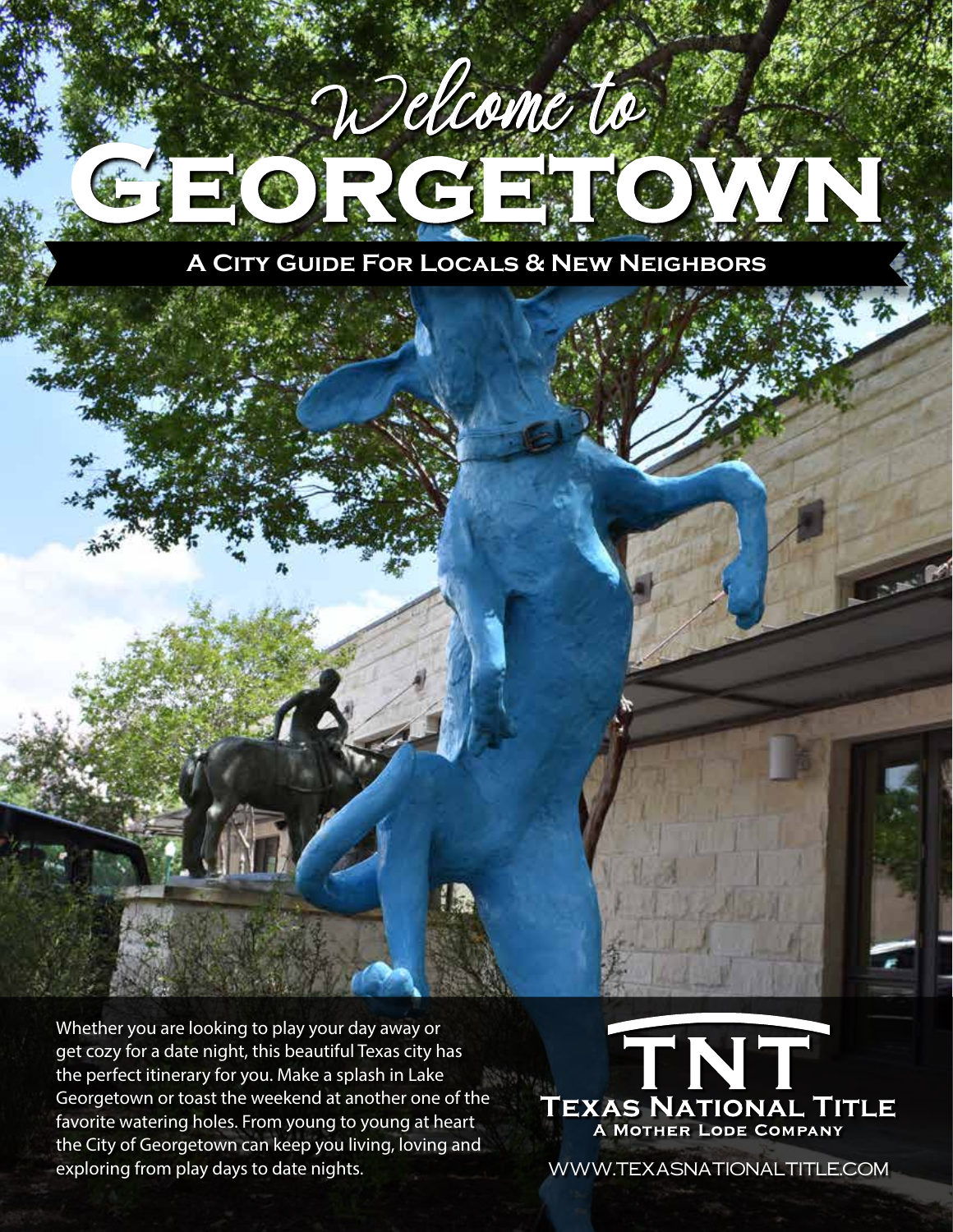# Welcome to GEORGETOWN

## A City Guide For Locals & New Neighbors

Whether you are looking to play your day away or get cozy for a date night, this beautiful Texas city has the perfect itinerary for you. Make a splash in Lake Georgetown or toast the weekend at another one of the favorite watering holes. From young to young at heart the City of Georgetown can keep you living, loving and exploring from play days to date nights.

TNT
Texas National Title
A Mother Lode Company

WWW.TEXASNATIONALTITLE.COM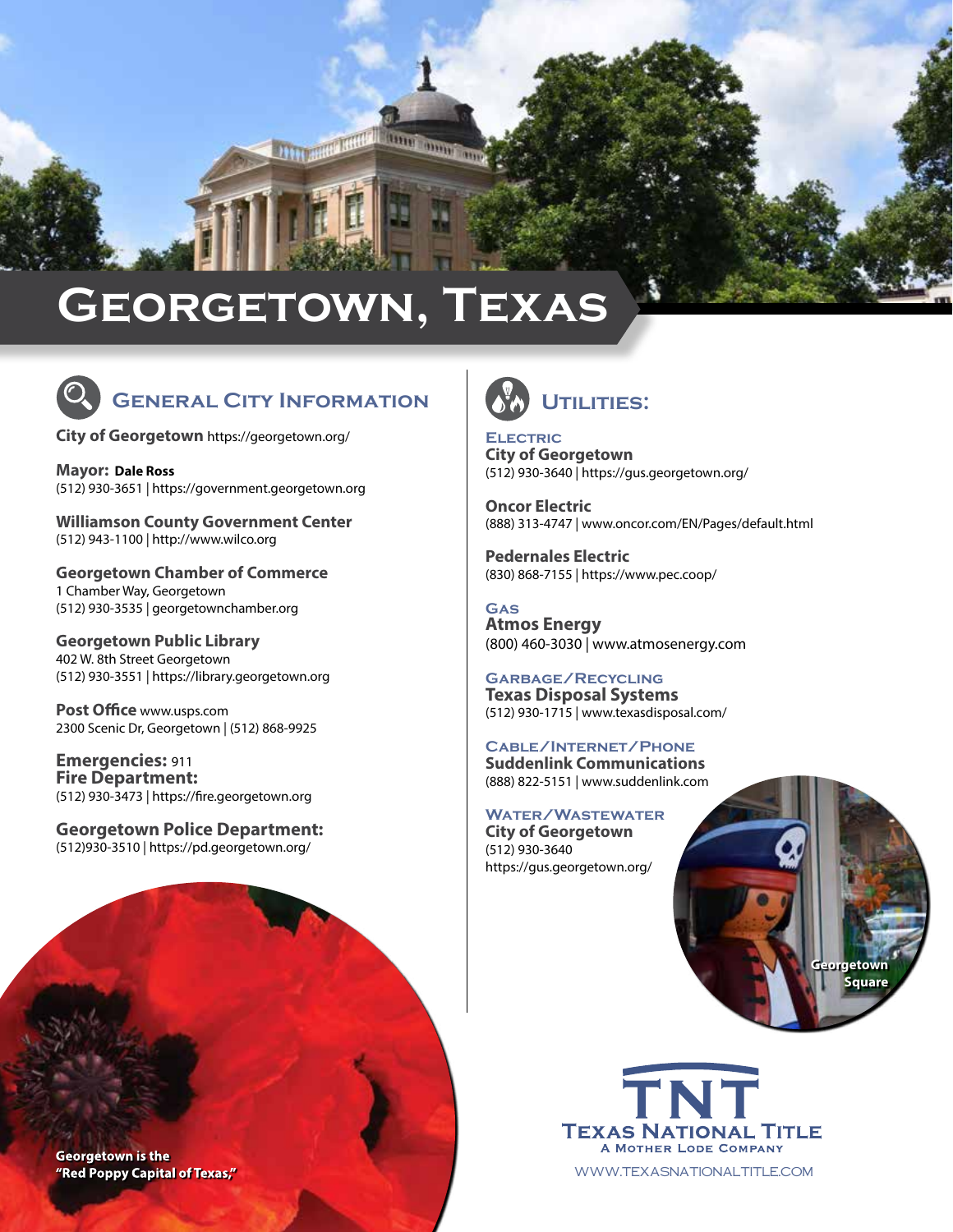# Georgetown, Texas

## General City Information

**City of Georgetown** https://georgetown.org/

**Mayor: Dale Ross**
(512) 930-3651 | https://government.georgetown.org

**Williamson County Government Center**
(512) 943-1100 | http://www.wilco.org

**Georgetown Chamber of Commerce**
1 Chamber Way, Georgetown
(512) 930-3535 | georgetownchamber.org

**Georgetown Public Library**
402 W. 8th Street Georgetown
(512) 930-3551 | https://library.georgetown.org

**Post Office** www.usps.com
2300 Scenic Dr, Georgetown | (512) 868-9925

**Emergencies:** 911
**Fire Department:**
(512) 930-3473 | https://fire.georgetown.org

**Georgetown Police Department:**
(512)930-3510 | https://pd.georgetown.org/

Georgetown is the "Red Poppy Capital of Texas,"

## Utilities:

### Electric

**City of Georgetown**
(512) 930-3640 | https://gus.georgetown.org/

**Oncor Electric**
(888) 313-4747 | www.oncor.com/EN/Pages/default.html

**Pedernales Electric**
(830) 868-7155 | https://www.pec.coop/

### Gas

**Atmos Energy**
(800) 460-3030 | www.atmosenergy.com

### Garbage/Recycling

**Texas Disposal Systems**
(512) 930-1715 | www.texasdisposal.com/

### Cable/Internet/Phone

**Suddenlink Communications**
(888) 822-5151 | www.suddenlink.com

### Water/Wastewater

**City of Georgetown**
(512) 930-3640
https://gus.georgetown.org/

Georgetown Square

TNT
Texas National Title
A Mother Lode Company
WWW.TEXASNATIONALTITLE.COM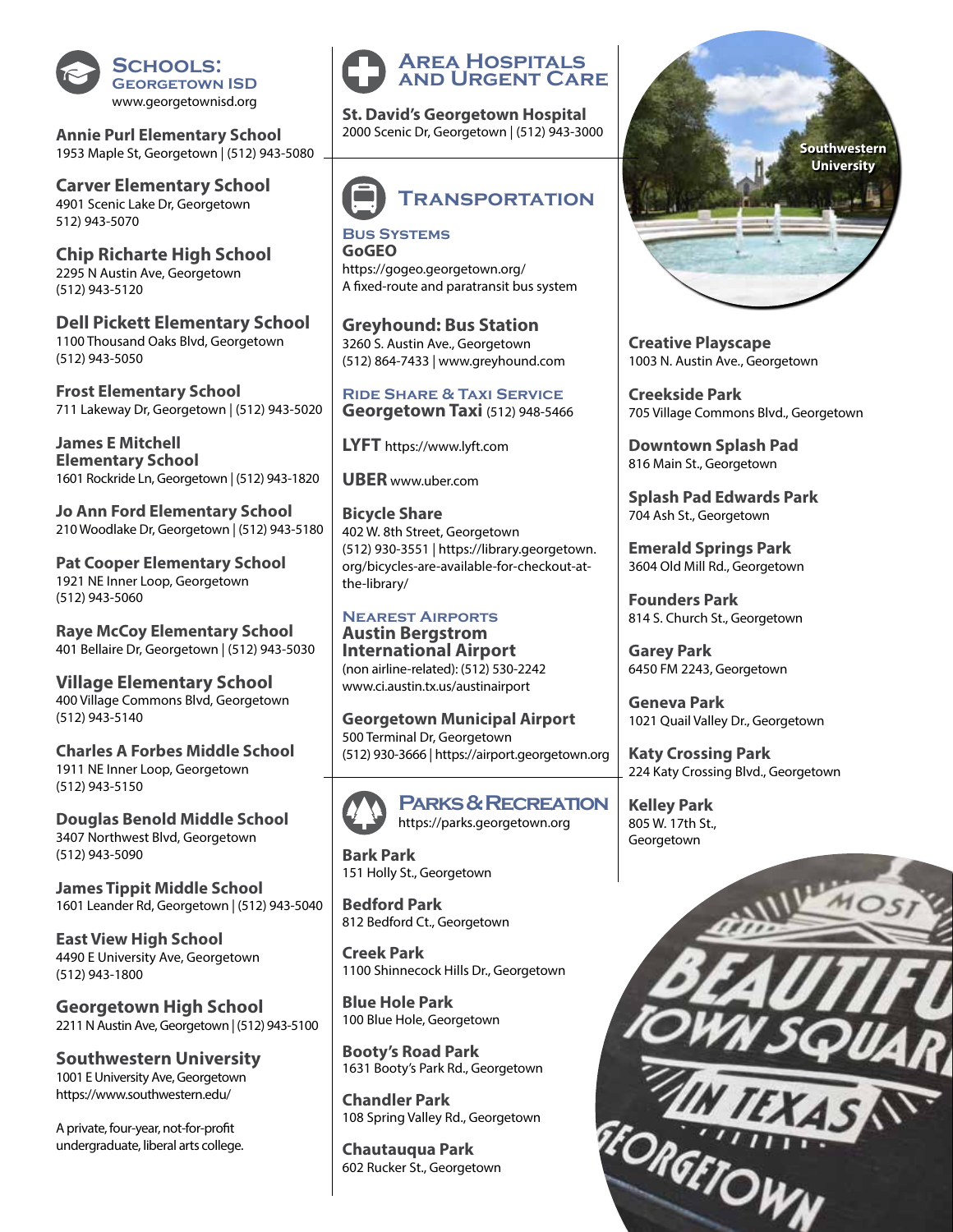## Schools: Georgetown ISD

www.georgetownisd.org

**Annie Purl Elementary School**
1953 Maple St, Georgetown | (512) 943-5080

**Carver Elementary School**
4901 Scenic Lake Dr, Georgetown
512) 943-5070

**Chip Richarte High School**
2295 N Austin Ave, Georgetown
(512) 943-5120

**Dell Pickett Elementary School**
1100 Thousand Oaks Blvd, Georgetown
(512) 943-5050

**Frost Elementary School**
711 Lakeway Dr, Georgetown | (512) 943-5020

**James E Mitchell Elementary School**
1601 Rockride Ln, Georgetown | (512) 943-1820

**Jo Ann Ford Elementary School**
210 Woodlake Dr, Georgetown | (512) 943-5180

**Pat Cooper Elementary School**
1921 NE Inner Loop, Georgetown
(512) 943-5060

**Raye McCoy Elementary School**
401 Bellaire Dr, Georgetown | (512) 943-5030

**Village Elementary School**
400 Village Commons Blvd, Georgetown
(512) 943-5140

**Charles A Forbes Middle School**
1911 NE Inner Loop, Georgetown
(512) 943-5150

**Douglas Benold Middle School**
3407 Northwest Blvd, Georgetown
(512) 943-5090

**James Tippit Middle School**
1601 Leander Rd, Georgetown | (512) 943-5040

**East View High School**
4490 E University Ave, Georgetown
(512) 943-1800

**Georgetown High School**
2211 N Austin Ave, Georgetown | (512) 943-5100

**Southwestern University**
1001 E University Ave, Georgetown
https://www.southwestern.edu/

A private, four-year, not-for-profit undergraduate, liberal arts college.

## Area Hospitals and Urgent Care

**St. David's Georgetown Hospital**
2000 Scenic Dr, Georgetown | (512) 943-3000

## Transportation

### Bus Systems

**GoGEO**
https://gogeo.georgetown.org/
A fixed-route and paratransit bus system

**Greyhound: Bus Station**
3260 S. Austin Ave., Georgetown
(512) 864-7433 | www.greyhound.com

### Ride Share & Taxi Service

**Georgetown Taxi** (512) 948-5466

**LYFT** https://www.lyft.com

**UBER** www.uber.com

**Bicycle Share**
402 W. 8th Street, Georgetown
(512) 930-3551 | https://library.georgetown.org/bicycles-are-available-for-checkout-at-the-library/

### Nearest Airports

**Austin Bergstrom International Airport**
(non airline-related): (512) 530-2242
www.ci.austin.tx.us/austinairport

**Georgetown Municipal Airport**
500 Terminal Dr, Georgetown
(512) 930-3666 | https://airport.georgetown.org

## Parks & Recreation

https://parks.georgetown.org

**Bark Park**
151 Holly St., Georgetown

**Bedford Park**
812 Bedford Ct., Georgetown

**Creek Park**
1100 Shinnecock Hills Dr., Georgetown

**Blue Hole Park**
100 Blue Hole, Georgetown

**Booty's Road Park**
1631 Booty's Park Rd., Georgetown

**Chandler Park**
108 Spring Valley Rd., Georgetown

**Chautauqua Park**
602 Rucker St., Georgetown

Southwestern University

**Creative Playscape**
1003 N. Austin Ave., Georgetown

**Creekside Park**
705 Village Commons Blvd., Georgetown

**Downtown Splash Pad**
816 Main St., Georgetown

**Splash Pad Edwards Park**
704 Ash St., Georgetown

**Emerald Springs Park**
3604 Old Mill Rd., Georgetown

**Founders Park**
814 S. Church St., Georgetown

**Garey Park**
6450 FM 2243, Georgetown

**Geneva Park**
1021 Quail Valley Dr., Georgetown

**Katy Crossing Park**
224 Katy Crossing Blvd., Georgetown

**Kelley Park**
805 W. 17th St., Georgetown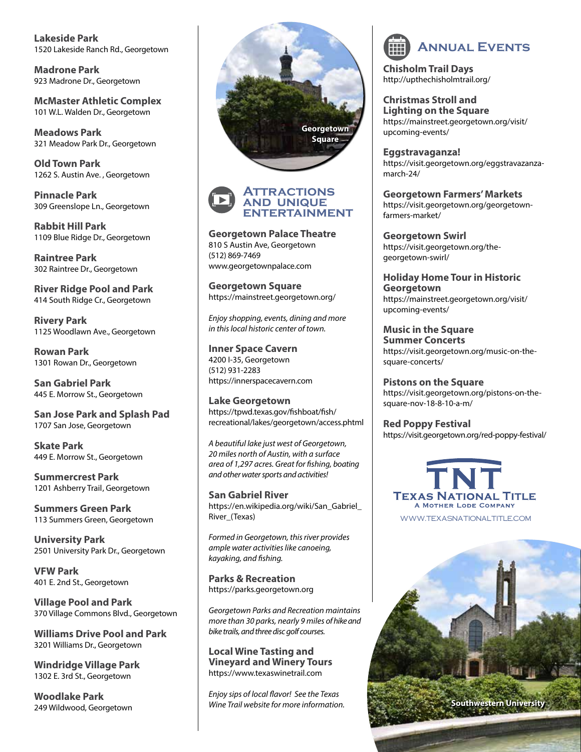**Lakeside Park**
1520 Lakeside Ranch Rd., Georgetown

**Madrone Park**
923 Madrone Dr., Georgetown

**McMaster Athletic Complex**
101 W.L. Walden Dr., Georgetown

**Meadows Park**
321 Meadow Park Dr., Georgetown

**Old Town Park**
1262 S. Austin Ave. , Georgetown

**Pinnacle Park**
309 Greenslope Ln., Georgetown

**Rabbit Hill Park**
1109 Blue Ridge Dr., Georgetown

**Raintree Park**
302 Raintree Dr., Georgetown

**River Ridge Pool and Park**
414 South Ridge Cr., Georgetown

**Rivery Park**
1125 Woodlawn Ave., Georgetown

**Rowan Park**
1301 Rowan Dr., Georgetown

**San Gabriel Park**
445 E. Morrow St., Georgetown

**San Jose Park and Splash Pad**
1707 San Jose, Georgetown

**Skate Park**
449 E. Morrow St., Georgetown

**Summercrest Park**
1201 Ashberry Trail, Georgetown

**Summers Green Park**
113 Summers Green, Georgetown

**University Park**
2501 University Park Dr., Georgetown

**VFW Park**
401 E. 2nd St., Georgetown

**Village Pool and Park**
370 Village Commons Blvd., Georgetown

**Williams Drive Pool and Park**
3201 Williams Dr., Georgetown

**Windridge Village Park**
1302 E. 3rd St., Georgetown

**Woodlake Park**
249 Wildwood, Georgetown

Georgetown Square

## Attractions and Unique Entertainment

**Georgetown Palace Theatre**
810 S Austin Ave, Georgetown
(512) 869-7469
www.georgetownpalace.com

**Georgetown Square**
https://mainstreet.georgetown.org/

*Enjoy shopping, events, dining and more in this local historic center of town.*

**Inner Space Cavern**
4200 I-35, Georgetown
(512) 931-2283
https://innerspacecavern.com

**Lake Georgetown**
https://tpwd.texas.gov/fishboat/fish/recreational/lakes/georgetown/access.phtml

*A beautiful lake just west of Georgetown, 20 miles north of Austin, with a surface area of 1,297 acres. Great for fishing, boating and other water sports and activities!*

**San Gabriel River**
https://en.wikipedia.org/wiki/San_Gabriel_River_(Texas)

*Formed in Georgetown, this river provides ample water activities like canoeing, kayaking, and fishing.*

**Parks & Recreation**
https://parks.georgetown.org

*Georgetown Parks and Recreation maintains more than 30 parks, nearly 9 miles of hike and bike trails, and three disc golf courses.*

**Local Wine Tasting and Vineyard and Winery Tours**
https://www.texaswinetrail.com

*Enjoy sips of local flavor! See the Texas Wine Trail website for more information.*

## Annual Events

**Chisholm Trail Days**
http://upthechisholmtrail.org/

**Christmas Stroll and Lighting on the Square**
https://mainstreet.georgetown.org/visit/upcoming-events/

**Eggstravaganza!**
https://visit.georgetown.org/eggstravazanza-march-24/

**Georgetown Farmers' Markets**
https://visit.georgetown.org/georgetown-farmers-market/

**Georgetown Swirl**
https://visit.georgetown.org/the-georgetown-swirl/

**Holiday Home Tour in Historic Georgetown**
https://mainstreet.georgetown.org/visit/upcoming-events/

**Music in the Square Summer Concerts**
https://visit.georgetown.org/music-on-the-square-concerts/

**Pistons on the Square**
https://visit.georgetown.org/pistons-on-the-square-nov-18-8-10-a-m/

**Red Poppy Festival**
https://visit.georgetown.org/red-poppy-festival/

TNT
Texas National Title
A Mother Lode Company
WWW.TEXASNATIONALTITLE.COM

Southwestern University